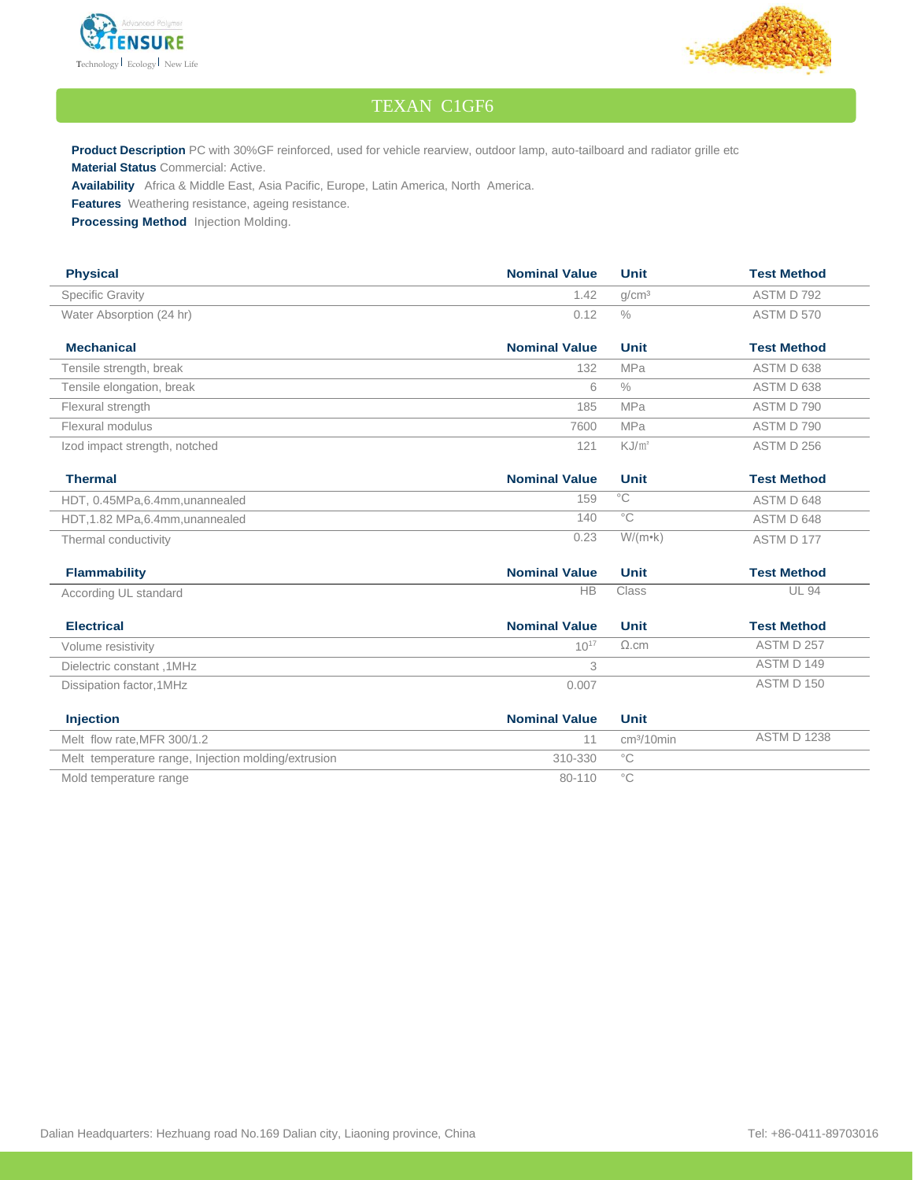# TEXAN C1GF6

**Product Description** PC with 30%GF reinforced, used for vehicle rearview, outdoor lamp, auto-tailboard and radiator grille etc

**Material Status** Commercial: Active.

**Availability** Africa & Middle East, Asia Pacific, Europe, Latin America, North America.

**Features** Weathering resistance, ageing resistance.

**Processing Method** Injection Molding.

| Physical | Nominal Value | Unit | Test Method |
|---|---|---|---|
| Specific Gravity | 1.42 | g/cm³ | ASTM D 792 |
| Water Absorption (24 hr) | 0.12 | % | ASTM D 570 |

| Mechanical | Nominal Value | Unit | Test Method |
|---|---|---|---|
| Tensile strength, break | 132 | MPa | ASTM D 638 |
| Tensile elongation, break | 6 | % | ASTM D 638 |
| Flexural strength | 185 | MPa | ASTM D 790 |
| Flexural modulus | 7600 | MPa | ASTM D 790 |
| Izod impact strength, notched | 121 | KJ/㎡ | ASTM D 256 |

| Thermal | Nominal Value | Unit | Test Method |
|---|---|---|---|
| HDT, 0.45MPa,6.4mm,unannealed | 159 | °C | ASTM D 648 |
| HDT,1.82 MPa,6.4mm,unannealed | 140 | °C | ASTM D 648 |
| Thermal conductivity | 0.23 | W/(m•k) | ASTM D 177 |

| Flammability | Nominal Value | Unit | Test Method |
|---|---|---|---|
| According UL standard | HB | Class | UL 94 |

| Electrical | Nominal Value | Unit | Test Method |
|---|---|---|---|
| Volume resistivity | $10^{17}$ | Ω.cm | ASTM D 257 |
| Dielectric constant ,1MHz | 3 | | ASTM D 149 |
| Dissipation factor,1MHz | 0.007 | | ASTM D 150 |

| Injection | Nominal Value | Unit | |
|---|---|---|---|
| Melt flow rate,MFR 300/1.2 | 11 | cm³/10min | ASTM D 1238 |
| Melt temperature range, Injection molding/extrusion | 310-330 | °C | |
| Mold temperature range | 80-110 | °C | |

Dalian Headquarters: Hezhuang road No.169 Dalian city, Liaoning province, China

Tel: +86-0411-89703016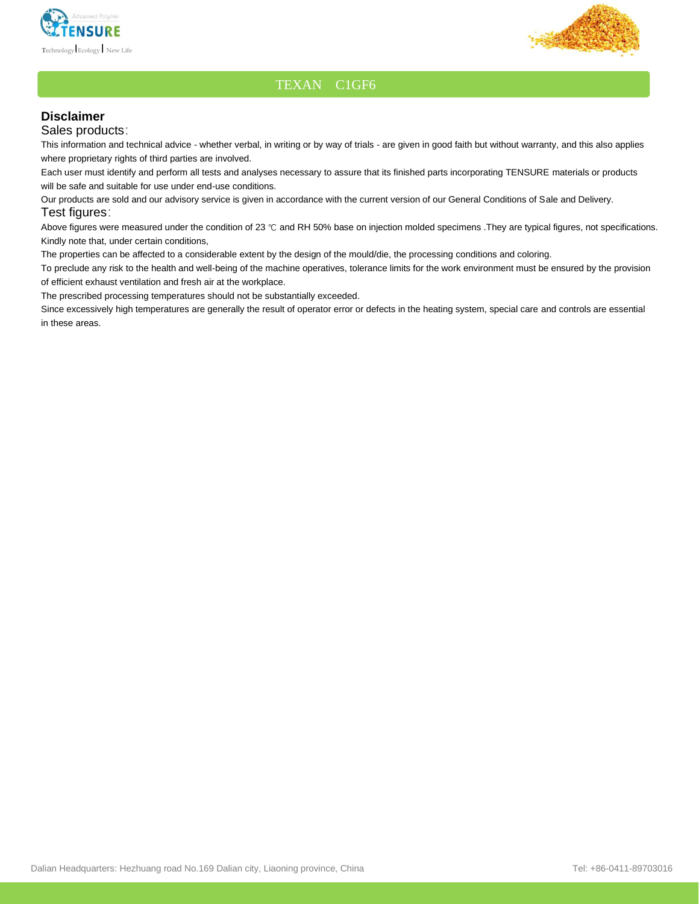# TEXAN C1GF6

## Disclaimer

### Sales products:

This information and technical advice - whether verbal, in writing or by way of trials - are given in good faith but without warranty, and this also applies where proprietary rights of third parties are involved.

Each user must identify and perform all tests and analyses necessary to assure that its finished parts incorporating TENSURE materials or products will be safe and suitable for use under end-use conditions.

Our products are sold and our advisory service is given in accordance with the current version of our General Conditions of Sale and Delivery.

### Test figures:

Above figures were measured under the condition of 23 ℃ and RH 50% base on injection molded specimens .They are typical figures, not specifications.

Kindly note that, under certain conditions,

The properties can be affected to a considerable extent by the design of the mould/die, the processing conditions and coloring.

To preclude any risk to the health and well-being of the machine operatives, tolerance limits for the work environment must be ensured by the provision of efficient exhaust ventilation and fresh air at the workplace.

The prescribed processing temperatures should not be substantially exceeded.

Since excessively high temperatures are generally the result of operator error or defects in the heating system, special care and controls are essential in these areas.